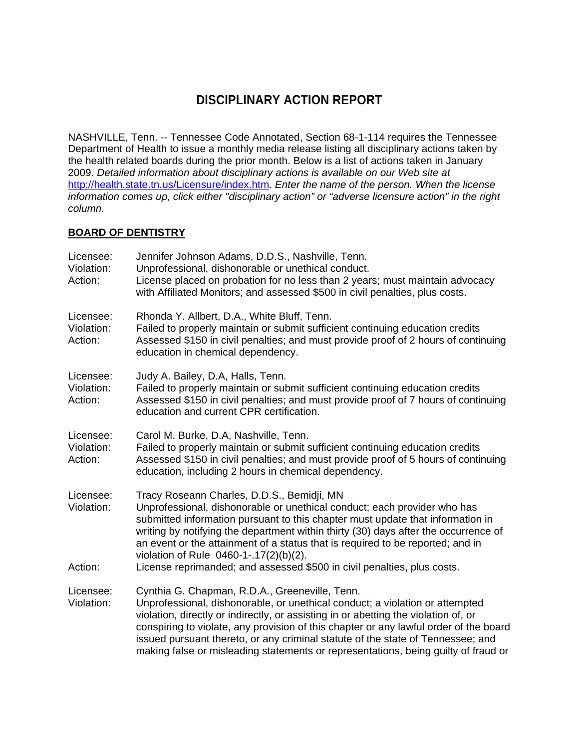# DISCIPLINARY ACTION REPORT

NASHVILLE, Tenn. -- Tennessee Code Annotated, Section 68-1-114 requires the Tennessee Department of Health to issue a monthly media release listing all disciplinary actions taken by the health related boards during the prior month. Below is a list of actions taken in January 2009. *Detailed information about disciplinary actions is available on our Web site at* [http://health.state.tn.us/Licensure/index.htm](http://health.state.tn.us/Licensure/index.htm)*. Enter the name of the person. When the license information comes up, click either "disciplinary action" or "adverse licensure action" in the right column.*

## BOARD OF DENTISTRY

Licensee: Jennifer Johnson Adams, D.D.S., Nashville, Tenn.
Violation: Unprofessional, dishonorable or unethical conduct.
Action: License placed on probation for no less than 2 years; must maintain advocacy with Affiliated Monitors; and assessed $500 in civil penalties, plus costs.

Licensee: Rhonda Y. Allbert, D.A., White Bluff, Tenn.
Violation: Failed to properly maintain or submit sufficient continuing education credits
Action: Assessed $150 in civil penalties; and must provide proof of 2 hours of continuing education in chemical dependency.

Licensee: Judy A. Bailey, D.A, Halls, Tenn.
Violation: Failed to properly maintain or submit sufficient continuing education credits
Action: Assessed $150 in civil penalties; and must provide proof of 7 hours of continuing education and current CPR certification.

Licensee: Carol M. Burke, D.A, Nashville, Tenn.
Violation: Failed to properly maintain or submit sufficient continuing education credits
Action: Assessed $150 in civil penalties; and must provide proof of 5 hours of continuing education, including 2 hours in chemical dependency.

Licensee: Tracy Roseann Charles, D.D.S., Bemidji, MN
Violation: Unprofessional, dishonorable or unethical conduct; each provider who has submitted information pursuant to this chapter must update that information in writing by notifying the department within thirty (30) days after the occurrence of an event or the attainment of a status that is required to be reported; and in violation of Rule 0460-1-.17(2)(b)(2).
Action: License reprimanded; and assessed $500 in civil penalties, plus costs.

Licensee: Cynthia G. Chapman, R.D.A., Greeneville, Tenn.
Violation: Unprofessional, dishonorable, or unethical conduct; a violation or attempted violation, directly or indirectly, or assisting in or abetting the violation of, or conspiring to violate, any provision of this chapter or any lawful order of the board issued pursuant thereto, or any criminal statute of the state of Tennessee; and making false or misleading statements or representations, being guilty of fraud or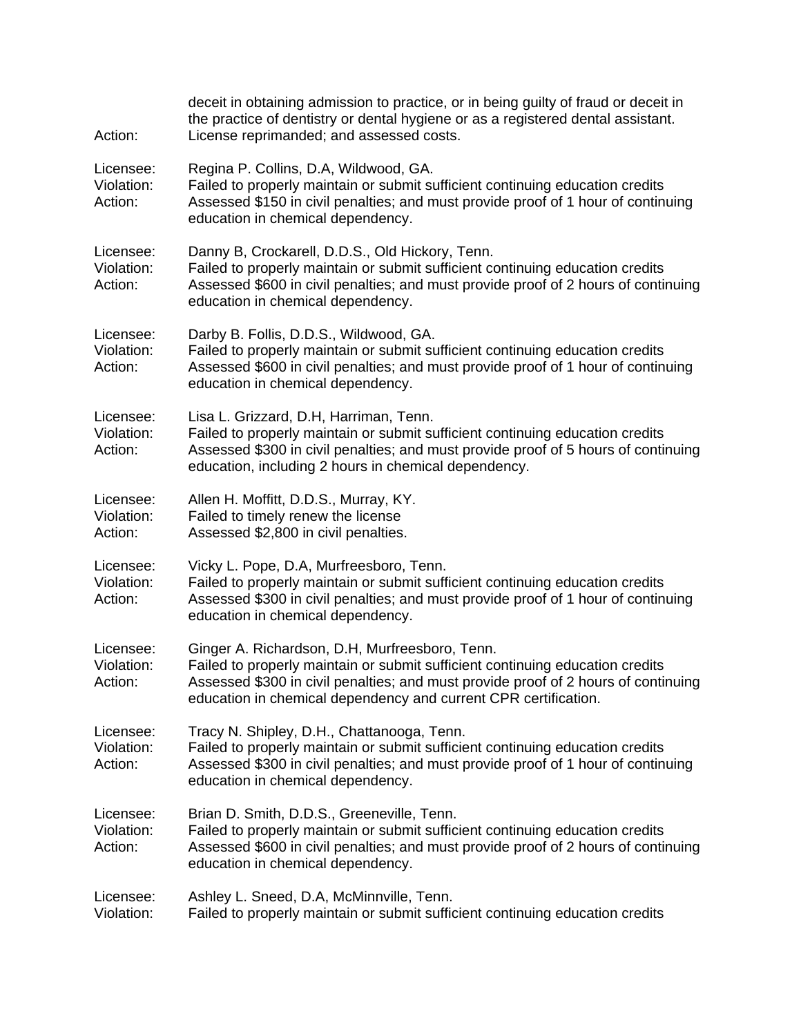deceit in obtaining admission to practice, or in being guilty of fraud or deceit in the practice of dentistry or dental hygiene or as a registered dental assistant.

Action: License reprimanded; and assessed costs.

Licensee: Regina P. Collins, D.A, Wildwood, GA.
Violation: Failed to properly maintain or submit sufficient continuing education credits
Action: Assessed $150 in civil penalties; and must provide proof of 1 hour of continuing education in chemical dependency.

Licensee: Danny B, Crockarell, D.D.S., Old Hickory, Tenn.
Violation: Failed to properly maintain or submit sufficient continuing education credits
Action: Assessed $600 in civil penalties; and must provide proof of 2 hours of continuing education in chemical dependency.

Licensee: Darby B. Follis, D.D.S., Wildwood, GA.
Violation: Failed to properly maintain or submit sufficient continuing education credits
Action: Assessed $600 in civil penalties; and must provide proof of 1 hour of continuing education in chemical dependency.

Licensee: Lisa L. Grizzard, D.H, Harriman, Tenn.
Violation: Failed to properly maintain or submit sufficient continuing education credits
Action: Assessed $300 in civil penalties; and must provide proof of 5 hours of continuing education, including 2 hours in chemical dependency.

Licensee: Allen H. Moffitt, D.D.S., Murray, KY.
Violation: Failed to timely renew the license
Action: Assessed $2,800 in civil penalties.

Licensee: Vicky L. Pope, D.A, Murfreesboro, Tenn.
Violation: Failed to properly maintain or submit sufficient continuing education credits
Action: Assessed $300 in civil penalties; and must provide proof of 1 hour of continuing education in chemical dependency.

Licensee: Ginger A. Richardson, D.H, Murfreesboro, Tenn.
Violation: Failed to properly maintain or submit sufficient continuing education credits
Action: Assessed $300 in civil penalties; and must provide proof of 2 hours of continuing education in chemical dependency and current CPR certification.

Licensee: Tracy N. Shipley, D.H., Chattanooga, Tenn.
Violation: Failed to properly maintain or submit sufficient continuing education credits
Action: Assessed $300 in civil penalties; and must provide proof of 1 hour of continuing education in chemical dependency.

Licensee: Brian D. Smith, D.D.S., Greeneville, Tenn.
Violation: Failed to properly maintain or submit sufficient continuing education credits
Action: Assessed $600 in civil penalties; and must provide proof of 2 hours of continuing education in chemical dependency.

Licensee: Ashley L. Sneed, D.A, McMinnville, Tenn.
Violation: Failed to properly maintain or submit sufficient continuing education credits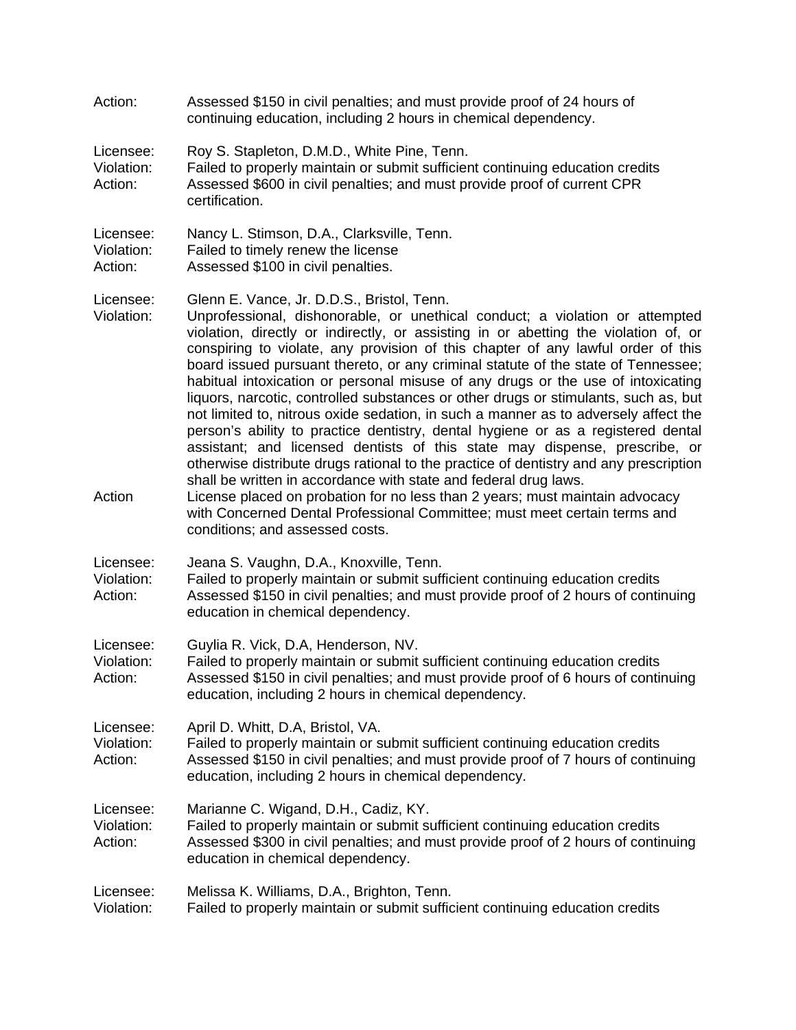Action: Assessed $150 in civil penalties; and must provide proof of 24 hours of continuing education, including 2 hours in chemical dependency.

Licensee: Roy S. Stapleton, D.M.D., White Pine, Tenn.
Violation: Failed to properly maintain or submit sufficient continuing education credits
Action: Assessed $600 in civil penalties; and must provide proof of current CPR certification.

Licensee: Nancy L. Stimson, D.A., Clarksville, Tenn.
Violation: Failed to timely renew the license
Action: Assessed $100 in civil penalties.

Licensee: Glenn E. Vance, Jr. D.D.S., Bristol, Tenn.
Violation: Unprofessional, dishonorable, or unethical conduct; a violation or attempted violation, directly or indirectly, or assisting in or abetting the violation of, or conspiring to violate, any provision of this chapter of any lawful order of this board issued pursuant thereto, or any criminal statute of the state of Tennessee; habitual intoxication or personal misuse of any drugs or the use of intoxicating liquors, narcotic, controlled substances or other drugs or stimulants, such as, but not limited to, nitrous oxide sedation, in such a manner as to adversely affect the person's ability to practice dentistry, dental hygiene or as a registered dental assistant; and licensed dentists of this state may dispense, prescribe, or otherwise distribute drugs rational to the practice of dentistry and any prescription shall be written in accordance with state and federal drug laws.
Action License placed on probation for no less than 2 years; must maintain advocacy with Concerned Dental Professional Committee; must meet certain terms and conditions; and assessed costs.

Licensee: Jeana S. Vaughn, D.A., Knoxville, Tenn.
Violation: Failed to properly maintain or submit sufficient continuing education credits
Action: Assessed $150 in civil penalties; and must provide proof of 2 hours of continuing education in chemical dependency.

Licensee: Guylia R. Vick, D.A, Henderson, NV.
Violation: Failed to properly maintain or submit sufficient continuing education credits
Action: Assessed $150 in civil penalties; and must provide proof of 6 hours of continuing education, including 2 hours in chemical dependency.

Licensee: April D. Whitt, D.A, Bristol, VA.
Violation: Failed to properly maintain or submit sufficient continuing education credits
Action: Assessed $150 in civil penalties; and must provide proof of 7 hours of continuing education, including 2 hours in chemical dependency.

Licensee: Marianne C. Wigand, D.H., Cadiz, KY.
Violation: Failed to properly maintain or submit sufficient continuing education credits
Action: Assessed $300 in civil penalties; and must provide proof of 2 hours of continuing education in chemical dependency.

Licensee: Melissa K. Williams, D.A., Brighton, Tenn.
Violation: Failed to properly maintain or submit sufficient continuing education credits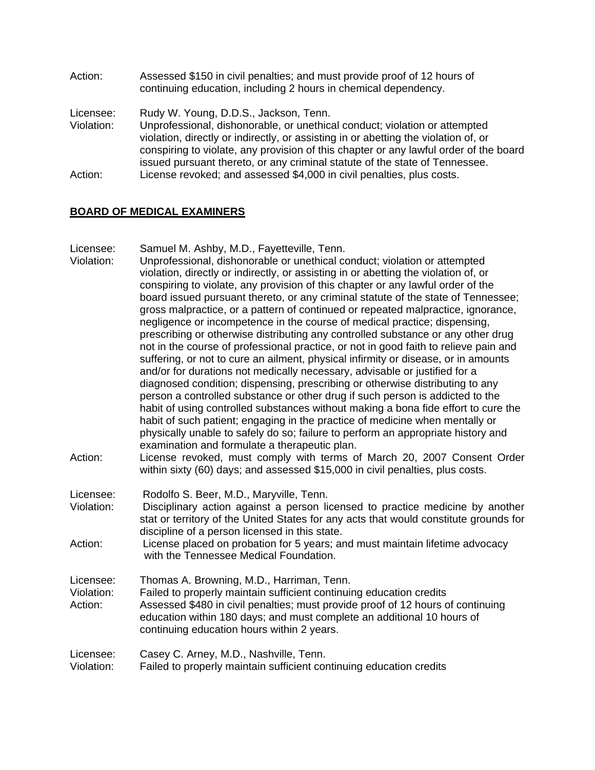Action: Assessed $150 in civil penalties; and must provide proof of 12 hours of continuing education, including 2 hours in chemical dependency.

Licensee: Rudy W. Young, D.D.S., Jackson, Tenn.
Violation: Unprofessional, dishonorable, or unethical conduct; violation or attempted violation, directly or indirectly, or assisting in or abetting the violation of, or conspiring to violate, any provision of this chapter or any lawful order of the board issued pursuant thereto, or any criminal statute of the state of Tennessee.
Action: License revoked; and assessed $4,000 in civil penalties, plus costs.

**BOARD OF MEDICAL EXAMINERS**

Licensee: Samuel M. Ashby, M.D., Fayetteville, Tenn.
Violation: Unprofessional, dishonorable or unethical conduct; violation or attempted violation, directly or indirectly, or assisting in or abetting the violation of, or conspiring to violate, any provision of this chapter or any lawful order of the board issued pursuant thereto, or any criminal statute of the state of Tennessee; gross malpractice, or a pattern of continued or repeated malpractice, ignorance, negligence or incompetence in the course of medical practice; dispensing, prescribing or otherwise distributing any controlled substance or any other drug not in the course of professional practice, or not in good faith to relieve pain and suffering, or not to cure an ailment, physical infirmity or disease, or in amounts and/or for durations not medically necessary, advisable or justified for a diagnosed condition; dispensing, prescribing or otherwise distributing to any person a controlled substance or other drug if such person is addicted to the habit of using controlled substances without making a bona fide effort to cure the habit of such patient; engaging in the practice of medicine when mentally or physically unable to safely do so; failure to perform an appropriate history and examination and formulate a therapeutic plan.
Action: License revoked, must comply with terms of March 20, 2007 Consent Order within sixty (60) days; and assessed $15,000 in civil penalties, plus costs.

Licensee: Rodolfo S. Beer, M.D., Maryville, Tenn.
Violation: Disciplinary action against a person licensed to practice medicine by another stat or territory of the United States for any acts that would constitute grounds for discipline of a person licensed in this state.
Action: License placed on probation for 5 years; and must maintain lifetime advocacy with the Tennessee Medical Foundation.

Licensee: Thomas A. Browning, M.D., Harriman, Tenn.
Violation: Failed to properly maintain sufficient continuing education credits
Action: Assessed $480 in civil penalties; must provide proof of 12 hours of continuing education within 180 days; and must complete an additional 10 hours of continuing education hours within 2 years.

Licensee: Casey C. Arney, M.D., Nashville, Tenn.
Violation: Failed to properly maintain sufficient continuing education credits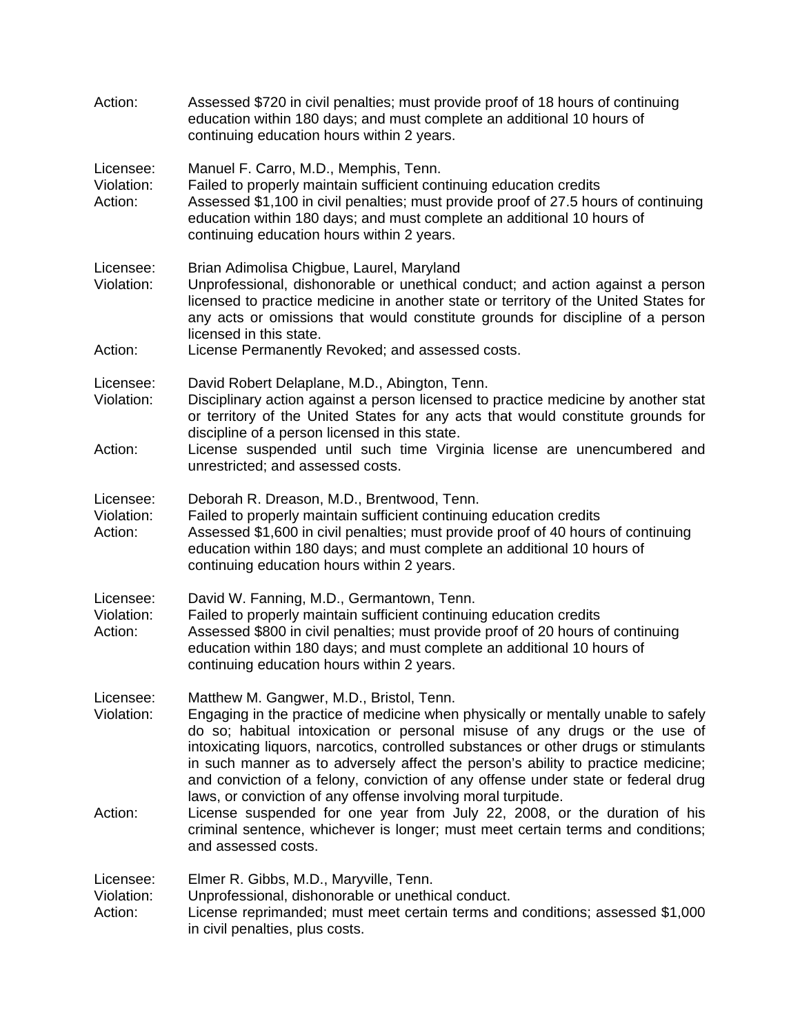Action: Assessed $720 in civil penalties; must provide proof of 18 hours of continuing education within 180 days; and must complete an additional 10 hours of continuing education hours within 2 years.

Licensee: Manuel F. Carro, M.D., Memphis, Tenn.
Violation: Failed to properly maintain sufficient continuing education credits
Action: Assessed $1,100 in civil penalties; must provide proof of 27.5 hours of continuing education within 180 days; and must complete an additional 10 hours of continuing education hours within 2 years.

Licensee: Brian Adimolisa Chigbue, Laurel, Maryland
Violation: Unprofessional, dishonorable or unethical conduct; and action against a person licensed to practice medicine in another state or territory of the United States for any acts or omissions that would constitute grounds for discipline of a person licensed in this state.
Action: License Permanently Revoked; and assessed costs.

Licensee: David Robert Delaplane, M.D., Abington, Tenn.
Violation: Disciplinary action against a person licensed to practice medicine by another stat or territory of the United States for any acts that would constitute grounds for discipline of a person licensed in this state.
Action: License suspended until such time Virginia license are unencumbered and unrestricted; and assessed costs.

Licensee: Deborah R. Dreason, M.D., Brentwood, Tenn.
Violation: Failed to properly maintain sufficient continuing education credits
Action: Assessed $1,600 in civil penalties; must provide proof of 40 hours of continuing education within 180 days; and must complete an additional 10 hours of continuing education hours within 2 years.

Licensee: David W. Fanning, M.D., Germantown, Tenn.
Violation: Failed to properly maintain sufficient continuing education credits
Action: Assessed $800 in civil penalties; must provide proof of 20 hours of continuing education within 180 days; and must complete an additional 10 hours of continuing education hours within 2 years.

Licensee: Matthew M. Gangwer, M.D., Bristol, Tenn.
Violation: Engaging in the practice of medicine when physically or mentally unable to safely do so; habitual intoxication or personal misuse of any drugs or the use of intoxicating liquors, narcotics, controlled substances or other drugs or stimulants in such manner as to adversely affect the person's ability to practice medicine; and conviction of a felony, conviction of any offense under state or federal drug laws, or conviction of any offense involving moral turpitude.
Action: License suspended for one year from July 22, 2008, or the duration of his criminal sentence, whichever is longer; must meet certain terms and conditions; and assessed costs.

Licensee: Elmer R. Gibbs, M.D., Maryville, Tenn.
Violation: Unprofessional, dishonorable or unethical conduct.
Action: License reprimanded; must meet certain terms and conditions; assessed $1,000 in civil penalties, plus costs.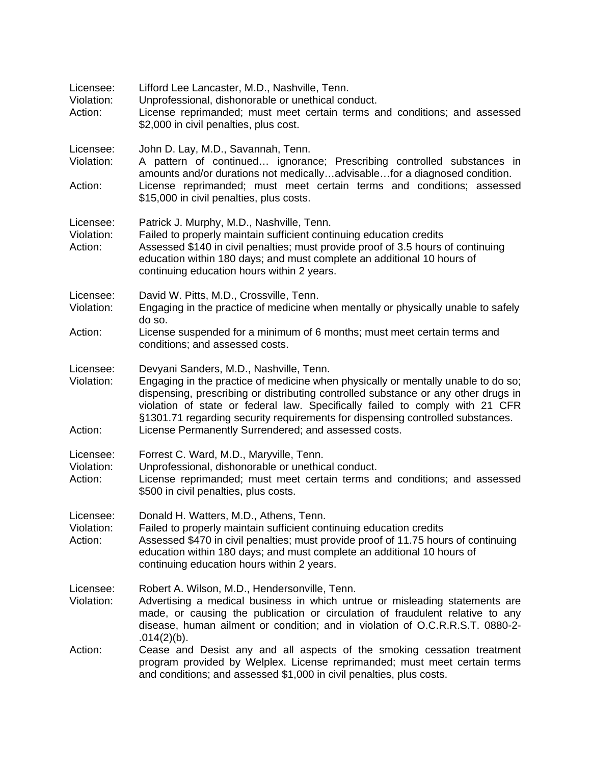Licensee: Lifford Lee Lancaster, M.D., Nashville, Tenn.
Violation: Unprofessional, dishonorable or unethical conduct.
Action: License reprimanded; must meet certain terms and conditions; and assessed $2,000 in civil penalties, plus cost.

Licensee: John D. Lay, M.D., Savannah, Tenn.
Violation: A pattern of continued… ignorance; Prescribing controlled substances in amounts and/or durations not medically…advisable…for a diagnosed condition.
Action: License reprimanded; must meet certain terms and conditions; assessed $15,000 in civil penalties, plus costs.

Licensee: Patrick J. Murphy, M.D., Nashville, Tenn.
Violation: Failed to properly maintain sufficient continuing education credits
Action: Assessed $140 in civil penalties; must provide proof of 3.5 hours of continuing education within 180 days; and must complete an additional 10 hours of continuing education hours within 2 years.

Licensee: David W. Pitts, M.D., Crossville, Tenn.
Violation: Engaging in the practice of medicine when mentally or physically unable to safely do so.
Action: License suspended for a minimum of 6 months; must meet certain terms and conditions; and assessed costs.

Licensee: Devyani Sanders, M.D., Nashville, Tenn.
Violation: Engaging in the practice of medicine when physically or mentally unable to do so; dispensing, prescribing or distributing controlled substance or any other drugs in violation of state or federal law. Specifically failed to comply with 21 CFR §1301.71 regarding security requirements for dispensing controlled substances.
Action: License Permanently Surrendered; and assessed costs.

Licensee: Forrest C. Ward, M.D., Maryville, Tenn.
Violation: Unprofessional, dishonorable or unethical conduct.
Action: License reprimanded; must meet certain terms and conditions; and assessed $500 in civil penalties, plus costs.

Licensee: Donald H. Watters, M.D., Athens, Tenn.
Violation: Failed to properly maintain sufficient continuing education credits
Action: Assessed $470 in civil penalties; must provide proof of 11.75 hours of continuing education within 180 days; and must complete an additional 10 hours of continuing education hours within 2 years.

Licensee: Robert A. Wilson, M.D., Hendersonville, Tenn.
Violation: Advertising a medical business in which untrue or misleading statements are made, or causing the publication or circulation of fraudulent relative to any disease, human ailment or condition; and in violation of O.C.R.R.S.T. 0880-2-.014(2)(b).
Action: Cease and Desist any and all aspects of the smoking cessation treatment program provided by Welplex. License reprimanded; must meet certain terms and conditions; and assessed $1,000 in civil penalties, plus costs.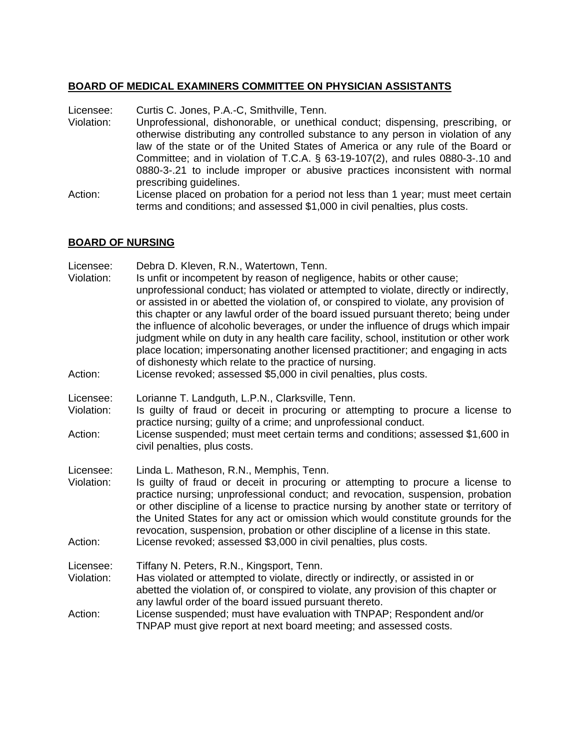**BOARD OF MEDICAL EXAMINERS COMMITTEE ON PHYSICIAN ASSISTANTS**

Licensee: Curtis C. Jones, P.A.-C, Smithville, Tenn.
Violation: Unprofessional, dishonorable, or unethical conduct; dispensing, prescribing, or otherwise distributing any controlled substance to any person in violation of any law of the state or of the United States of America or any rule of the Board or Committee; and in violation of T.C.A. § 63-19-107(2), and rules 0880-3-.10 and 0880-3-.21 to include improper or abusive practices inconsistent with normal prescribing guidelines.
Action: License placed on probation for a period not less than 1 year; must meet certain terms and conditions; and assessed $1,000 in civil penalties, plus costs.

**BOARD OF NURSING**

Licensee: Debra D. Kleven, R.N., Watertown, Tenn.
Violation: Is unfit or incompetent by reason of negligence, habits or other cause; unprofessional conduct; has violated or attempted to violate, directly or indirectly, or assisted in or abetted the violation of, or conspired to violate, any provision of this chapter or any lawful order of the board issued pursuant thereto; being under the influence of alcoholic beverages, or under the influence of drugs which impair judgment while on duty in any health care facility, school, institution or other work place location; impersonating another licensed practitioner; and engaging in acts of dishonesty which relate to the practice of nursing.
Action: License revoked; assessed $5,000 in civil penalties, plus costs.

Licensee: Lorianne T. Landguth, L.P.N., Clarksville, Tenn.
Violation: Is guilty of fraud or deceit in procuring or attempting to procure a license to practice nursing; guilty of a crime; and unprofessional conduct.
Action: License suspended; must meet certain terms and conditions; assessed $1,600 in civil penalties, plus costs.

Licensee: Linda L. Matheson, R.N., Memphis, Tenn.
Violation: Is guilty of fraud or deceit in procuring or attempting to procure a license to practice nursing; unprofessional conduct; and revocation, suspension, probation or other discipline of a license to practice nursing by another state or territory of the United States for any act or omission which would constitute grounds for the revocation, suspension, probation or other discipline of a license in this state.
Action: License revoked; assessed $3,000 in civil penalties, plus costs.

Licensee: Tiffany N. Peters, R.N., Kingsport, Tenn.
Violation: Has violated or attempted to violate, directly or indirectly, or assisted in or abetted the violation of, or conspired to violate, any provision of this chapter or any lawful order of the board issued pursuant thereto.
Action: License suspended; must have evaluation with TNPAP; Respondent and/or TNPAP must give report at next board meeting; and assessed costs.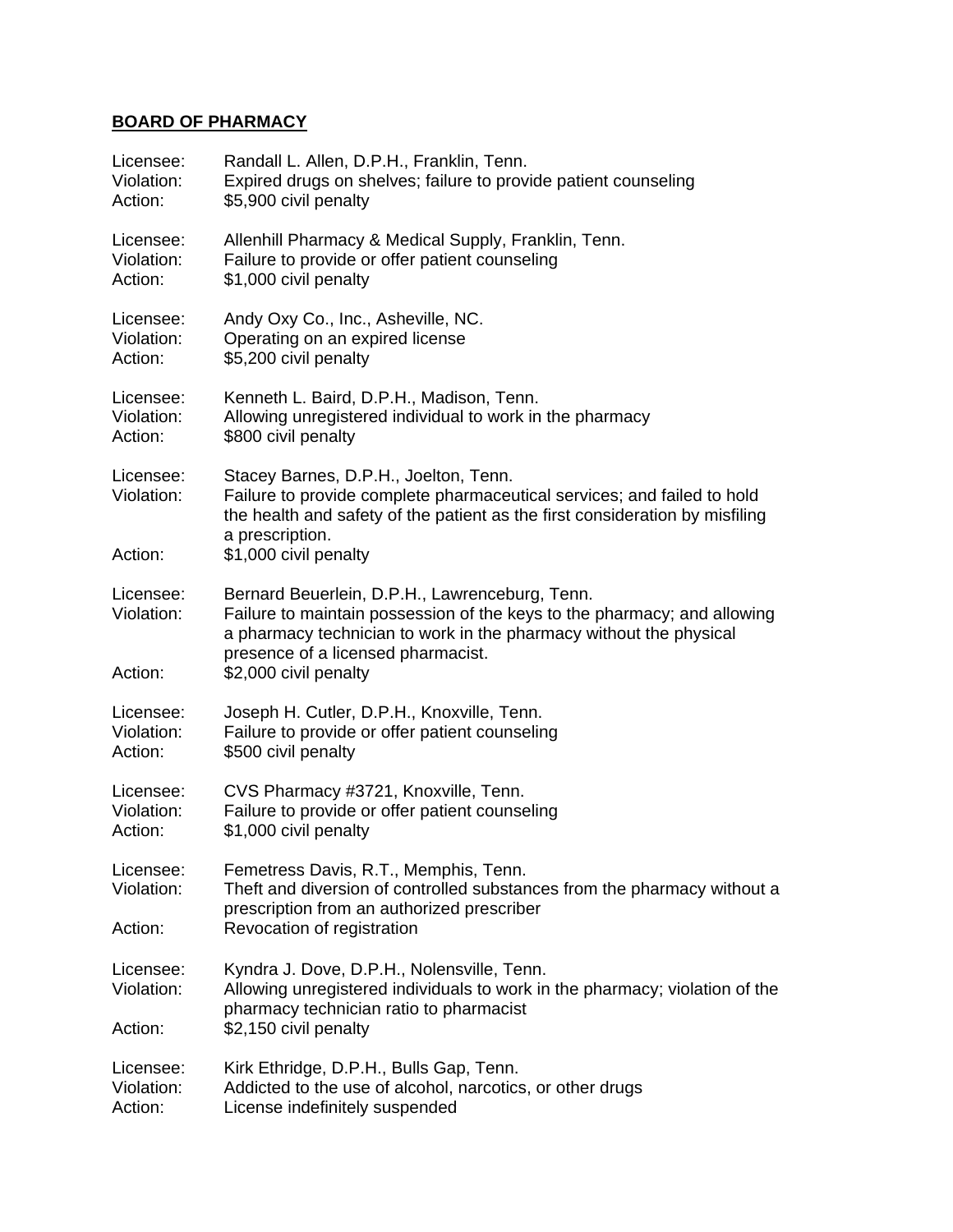## BOARD OF PHARMACY

Licensee: Randall L. Allen, D.P.H., Franklin, Tenn.
Violation: Expired drugs on shelves; failure to provide patient counseling
Action: $5,900 civil penalty

Licensee: Allenhill Pharmacy & Medical Supply, Franklin, Tenn.
Violation: Failure to provide or offer patient counseling
Action: $1,000 civil penalty

Licensee: Andy Oxy Co., Inc., Asheville, NC.
Violation: Operating on an expired license
Action: $5,200 civil penalty

Licensee: Kenneth L. Baird, D.P.H., Madison, Tenn.
Violation: Allowing unregistered individual to work in the pharmacy
Action: $800 civil penalty

Licensee: Stacey Barnes, D.P.H., Joelton, Tenn.
Violation: Failure to provide complete pharmaceutical services; and failed to hold the health and safety of the patient as the first consideration by misfiling a prescription.
Action: $1,000 civil penalty

Licensee: Bernard Beuerlein, D.P.H., Lawrenceburg, Tenn.
Violation: Failure to maintain possession of the keys to the pharmacy; and allowing a pharmacy technician to work in the pharmacy without the physical presence of a licensed pharmacist.
Action: $2,000 civil penalty

Licensee: Joseph H. Cutler, D.P.H., Knoxville, Tenn.
Violation: Failure to provide or offer patient counseling
Action: $500 civil penalty

Licensee: CVS Pharmacy #3721, Knoxville, Tenn.
Violation: Failure to provide or offer patient counseling
Action: $1,000 civil penalty

Licensee: Femetress Davis, R.T., Memphis, Tenn.
Violation: Theft and diversion of controlled substances from the pharmacy without a prescription from an authorized prescriber
Action: Revocation of registration

Licensee: Kyndra J. Dove, D.P.H., Nolensville, Tenn.
Violation: Allowing unregistered individuals to work in the pharmacy; violation of the pharmacy technician ratio to pharmacist
Action: $2,150 civil penalty

Licensee: Kirk Ethridge, D.P.H., Bulls Gap, Tenn.
Violation: Addicted to the use of alcohol, narcotics, or other drugs
Action: License indefinitely suspended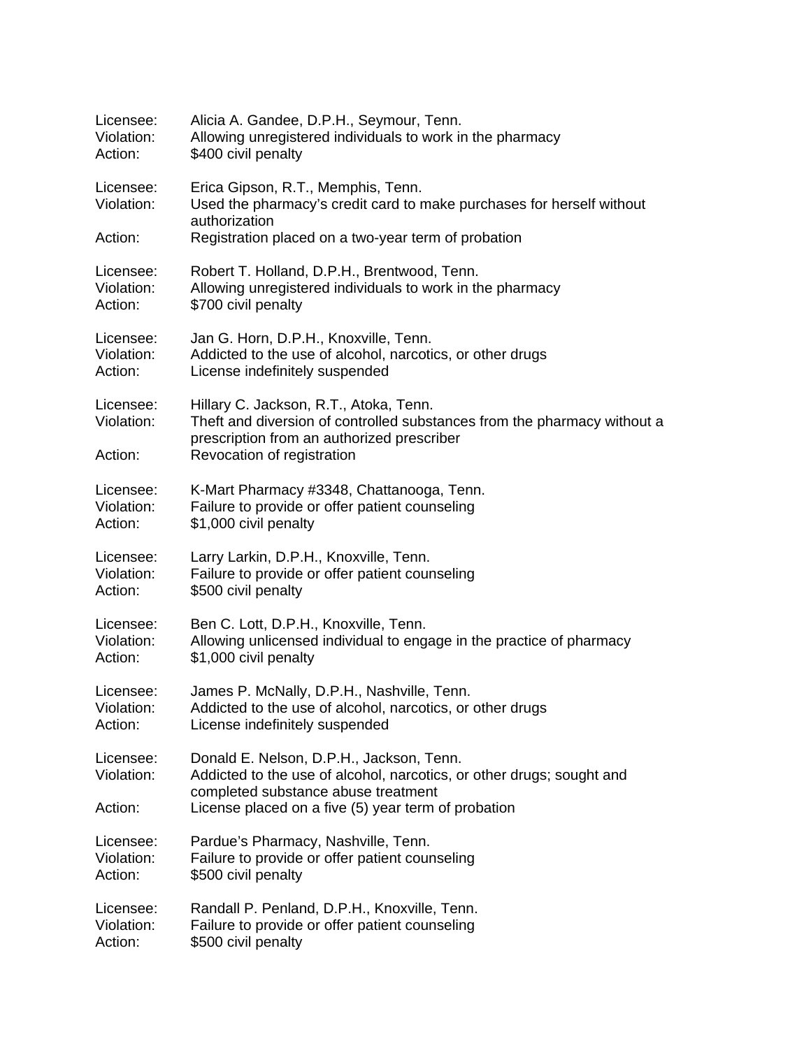Licensee: Alicia A. Gandee, D.P.H., Seymour, Tenn.
Violation: Allowing unregistered individuals to work in the pharmacy
Action: $400 civil penalty

Licensee: Erica Gipson, R.T., Memphis, Tenn.
Violation: Used the pharmacy's credit card to make purchases for herself without authorization
Action: Registration placed on a two-year term of probation

Licensee: Robert T. Holland, D.P.H., Brentwood, Tenn.
Violation: Allowing unregistered individuals to work in the pharmacy
Action: $700 civil penalty

Licensee: Jan G. Horn, D.P.H., Knoxville, Tenn.
Violation: Addicted to the use of alcohol, narcotics, or other drugs
Action: License indefinitely suspended

Licensee: Hillary C. Jackson, R.T., Atoka, Tenn.
Violation: Theft and diversion of controlled substances from the pharmacy without a prescription from an authorized prescriber
Action: Revocation of registration

Licensee: K-Mart Pharmacy #3348, Chattanooga, Tenn.
Violation: Failure to provide or offer patient counseling
Action: $1,000 civil penalty

Licensee: Larry Larkin, D.P.H., Knoxville, Tenn.
Violation: Failure to provide or offer patient counseling
Action: $500 civil penalty

Licensee: Ben C. Lott, D.P.H., Knoxville, Tenn.
Violation: Allowing unlicensed individual to engage in the practice of pharmacy
Action: $1,000 civil penalty

Licensee: James P. McNally, D.P.H., Nashville, Tenn.
Violation: Addicted to the use of alcohol, narcotics, or other drugs
Action: License indefinitely suspended

Licensee: Donald E. Nelson, D.P.H., Jackson, Tenn.
Violation: Addicted to the use of alcohol, narcotics, or other drugs; sought and completed substance abuse treatment
Action: License placed on a five (5) year term of probation

Licensee: Pardue's Pharmacy, Nashville, Tenn.
Violation: Failure to provide or offer patient counseling
Action: $500 civil penalty

Licensee: Randall P. Penland, D.P.H., Knoxville, Tenn.
Violation: Failure to provide or offer patient counseling
Action: $500 civil penalty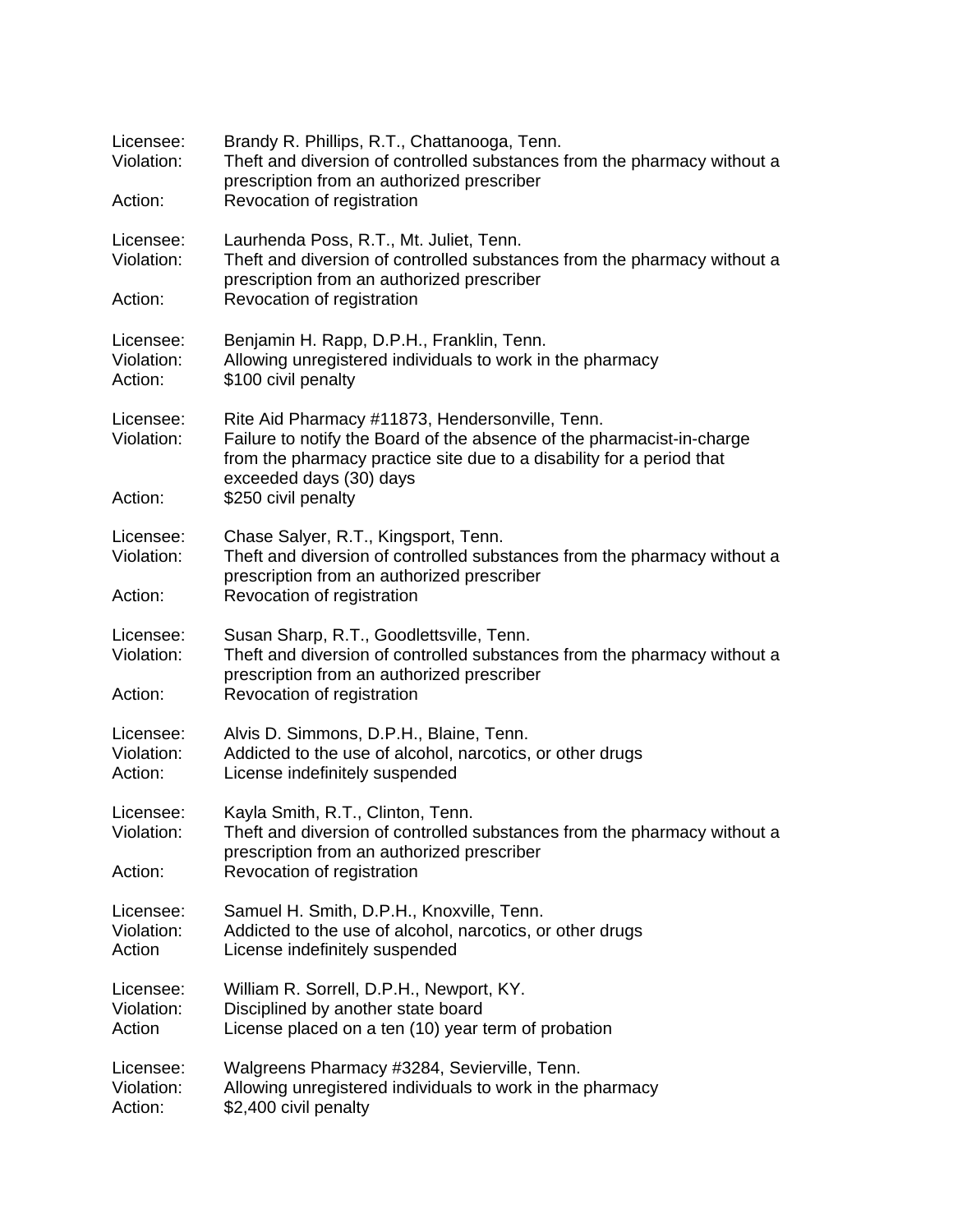Licensee: Brandy R. Phillips, R.T., Chattanooga, Tenn.
Violation: Theft and diversion of controlled substances from the pharmacy without a prescription from an authorized prescriber
Action: Revocation of registration

Licensee: Laurhenda Poss, R.T., Mt. Juliet, Tenn.
Violation: Theft and diversion of controlled substances from the pharmacy without a prescription from an authorized prescriber
Action: Revocation of registration

Licensee: Benjamin H. Rapp, D.P.H., Franklin, Tenn.
Violation: Allowing unregistered individuals to work in the pharmacy
Action: $100 civil penalty

Licensee: Rite Aid Pharmacy #11873, Hendersonville, Tenn.
Violation: Failure to notify the Board of the absence of the pharmacist-in-charge from the pharmacy practice site due to a disability for a period that exceeded days (30) days
Action: $250 civil penalty

Licensee: Chase Salyer, R.T., Kingsport, Tenn.
Violation: Theft and diversion of controlled substances from the pharmacy without a prescription from an authorized prescriber
Action: Revocation of registration

Licensee: Susan Sharp, R.T., Goodlettsville, Tenn.
Violation: Theft and diversion of controlled substances from the pharmacy without a prescription from an authorized prescriber
Action: Revocation of registration

Licensee: Alvis D. Simmons, D.P.H., Blaine, Tenn.
Violation: Addicted to the use of alcohol, narcotics, or other drugs
Action: License indefinitely suspended

Licensee: Kayla Smith, R.T., Clinton, Tenn.
Violation: Theft and diversion of controlled substances from the pharmacy without a prescription from an authorized prescriber
Action: Revocation of registration

Licensee: Samuel H. Smith, D.P.H., Knoxville, Tenn.
Violation: Addicted to the use of alcohol, narcotics, or other drugs
Action License indefinitely suspended

Licensee: William R. Sorrell, D.P.H., Newport, KY.
Violation: Disciplined by another state board
Action License placed on a ten (10) year term of probation

Licensee: Walgreens Pharmacy #3284, Sevierville, Tenn.
Violation: Allowing unregistered individuals to work in the pharmacy
Action: $2,400 civil penalty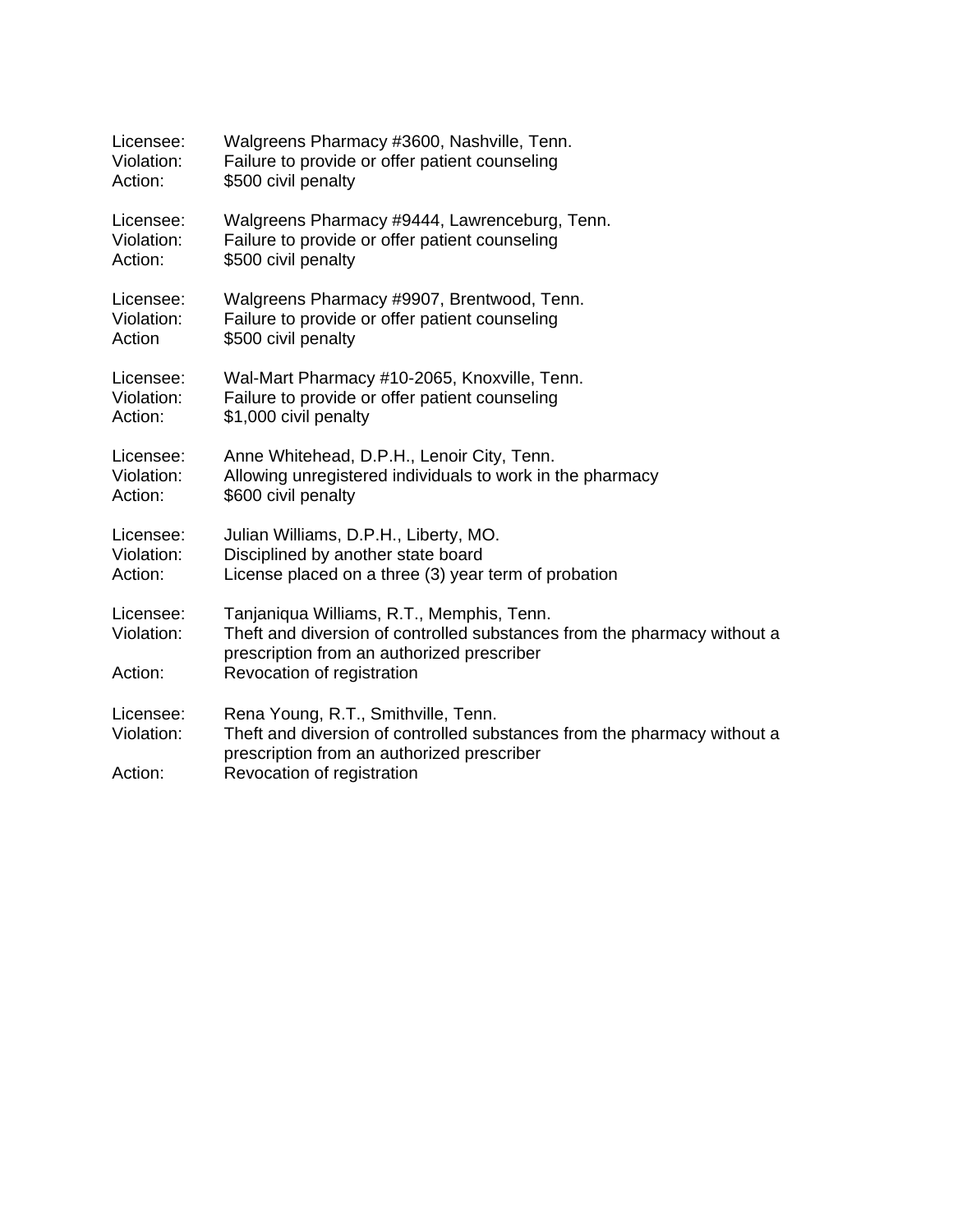Licensee: Walgreens Pharmacy #3600, Nashville, Tenn.
Violation: Failure to provide or offer patient counseling
Action: $500 civil penalty

Licensee: Walgreens Pharmacy #9444, Lawrenceburg, Tenn.
Violation: Failure to provide or offer patient counseling
Action: $500 civil penalty

Licensee: Walgreens Pharmacy #9907, Brentwood, Tenn.
Violation: Failure to provide or offer patient counseling
Action $500 civil penalty

Licensee: Wal-Mart Pharmacy #10-2065, Knoxville, Tenn.
Violation: Failure to provide or offer patient counseling
Action: $1,000 civil penalty

Licensee: Anne Whitehead, D.P.H., Lenoir City, Tenn.
Violation: Allowing unregistered individuals to work in the pharmacy
Action: $600 civil penalty

Licensee: Julian Williams, D.P.H., Liberty, MO.
Violation: Disciplined by another state board
Action: License placed on a three (3) year term of probation

Licensee: Tanjaniqua Williams, R.T., Memphis, Tenn.
Violation: Theft and diversion of controlled substances from the pharmacy without a prescription from an authorized prescriber
Action: Revocation of registration

Licensee: Rena Young, R.T., Smithville, Tenn.
Violation: Theft and diversion of controlled substances from the pharmacy without a prescription from an authorized prescriber
Action: Revocation of registration